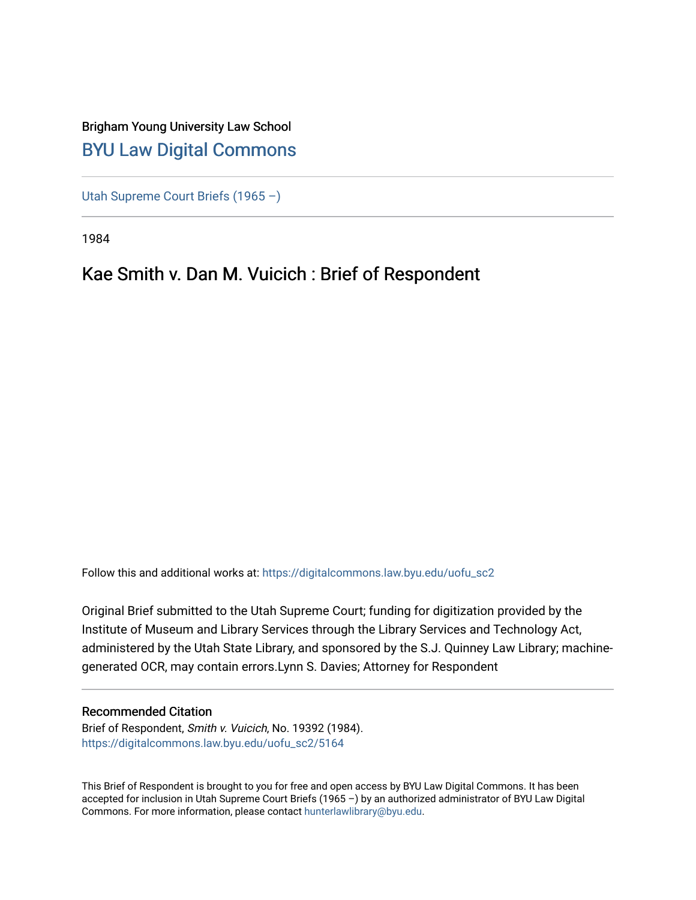Brigham Young University Law School

# [BYU Law Digital Commons](https://digitalcommons.law.byu.edu/)

[Utah Supreme Court Briefs (1965 –)](https://digitalcommons.law.byu.edu/uofu_sc2)

1984

## Kae Smith v. Dan M. Vuicich : Brief of Respondent

Follow this and additional works at: https://digitalcommons.law.byu.edu/uofu_sc2

Original Brief submitted to the Utah Supreme Court; funding for digitization provided by the Institute of Museum and Library Services through the Library Services and Technology Act, administered by the Utah State Library, and sponsored by the S.J. Quinney Law Library; machine-generated OCR, may contain errors.Lynn S. Davies; Attorney for Respondent

### Recommended Citation

Brief of Respondent, *Smith v. Vuicich*, No. 19392 (1984).
https://digitalcommons.law.byu.edu/uofu_sc2/5164

This Brief of Respondent is brought to you for free and open access by BYU Law Digital Commons. It has been accepted for inclusion in Utah Supreme Court Briefs (1965 –) by an authorized administrator of BYU Law Digital Commons. For more information, please contact hunterlawlibrary@byu.edu.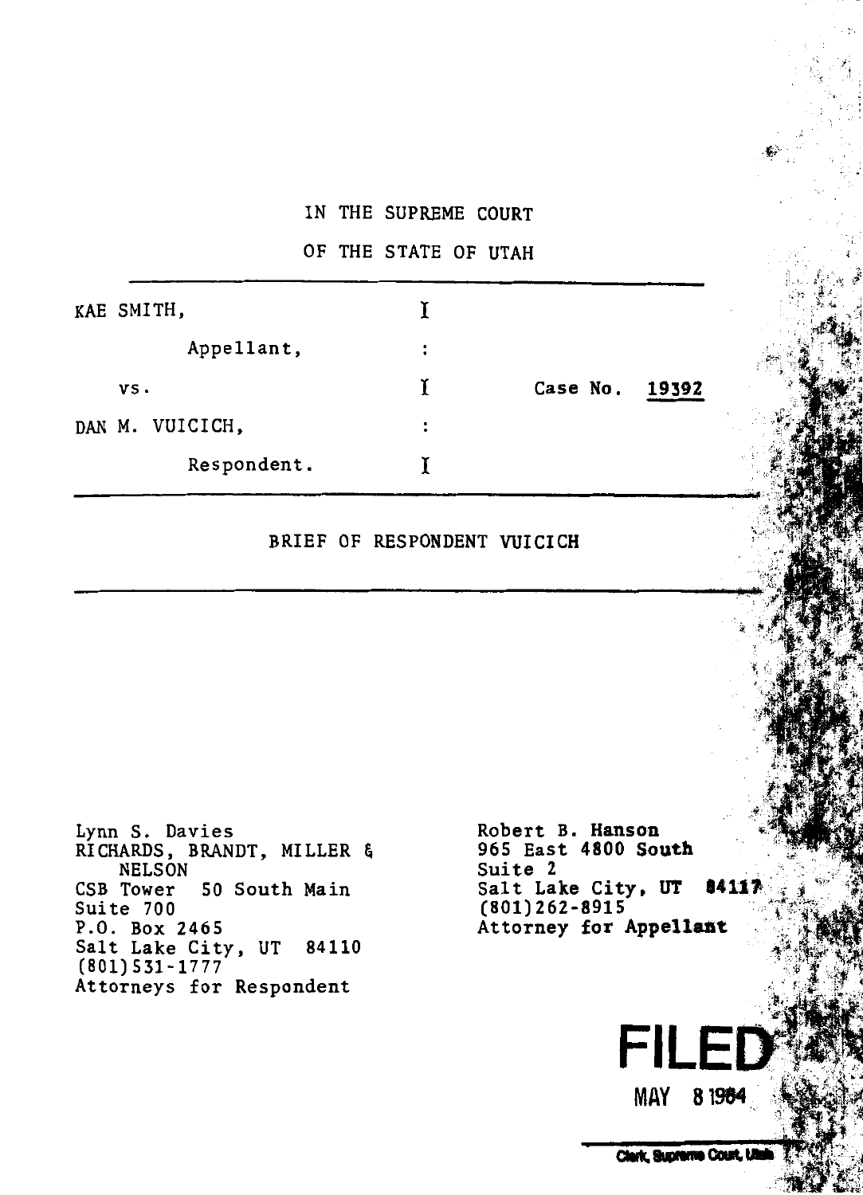IN THE SUPREME COURT

OF THE STATE OF UTAH

---

| | | |
|---|---|---|
| KAE SMITH, | I | |
| Appellant, | : | |
| vs. | I | Case No. 19392 |
| DAN M. VUICICH, | : | |
| Respondent. | I | |

---

BRIEF OF RESPONDENT VUICICH

---

Lynn S. Davies
RICHARDS, BRANDT, MILLER & NELSON
CSB Tower 50 South Main
Suite 700
P.O. Box 2465
Salt Lake City, UT 84110
(801)531-1777
Attorneys for Respondent

Robert B. Hanson
965 East 4800 South
Suite 2
Salt Lake City, UT 84117
(801)262-8915
Attorney for Appellant

FILED
MAY 8 1984
Clerk, Supreme Court, Utah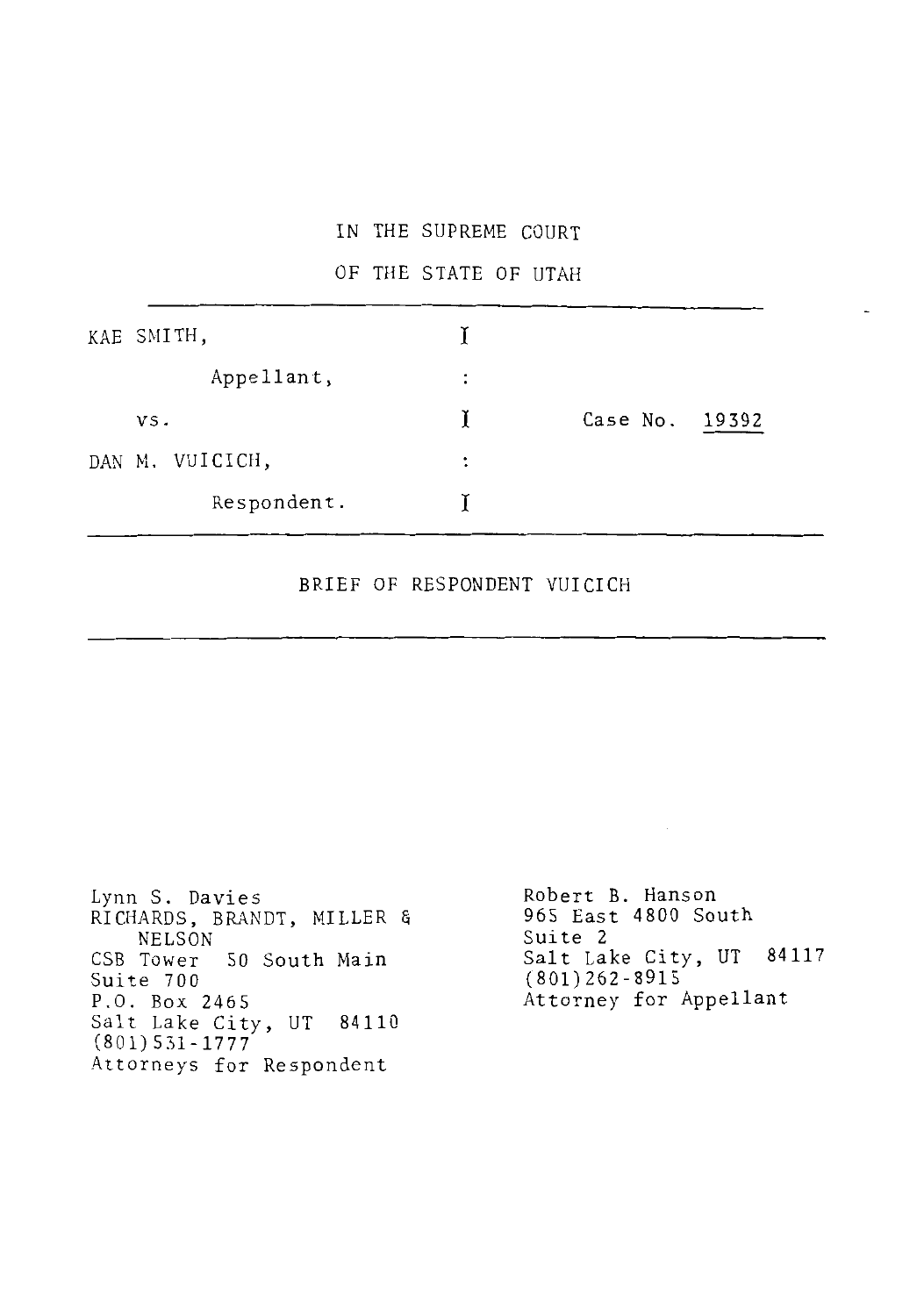IN THE SUPREME COURT

OF THE STATE OF UTAH

| | | |
|---|---|---|
| KAE SMITH, | I | |
| Appellant, | : | |
| vs. | I | Case No. 19392 |
| DAN M. VUICICH, | : | |
| Respondent. | I | |

BRIEF OF RESPONDENT VUICICH

Lynn S. Davies
RICHARDS, BRANDT, MILLER & NELSON
CSB Tower 50 South Main
Suite 700
P.O. Box 2465
Salt Lake City, UT 84110
(801)531-1777
Attorneys for Respondent

Robert B. Hanson
965 East 4800 South
Suite 2
Salt Lake City, UT 84117
(801)262-8915
Attorney for Appellant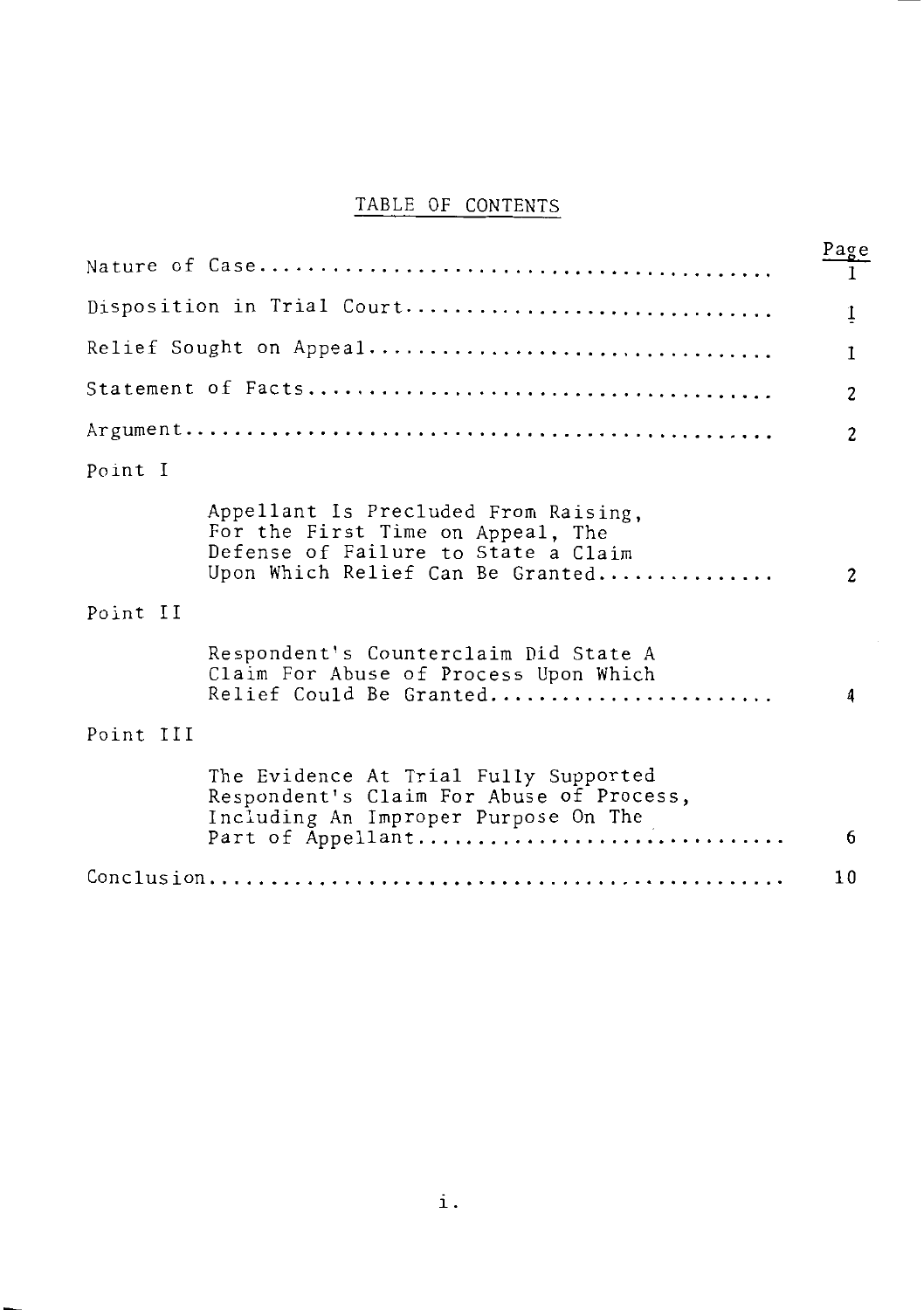# TABLE OF CONTENTS

| | Page |
|---|---|
| Nature of Case | 1 |
| Disposition in Trial Court | 1 |
| Relief Sought on Appeal | 1 |
| Statement of Facts | 2 |
| Argument | 2 |
| Point I | |
| Appellant Is Precluded From Raising, For the First Time on Appeal, The Defense of Failure to State a Claim Upon Which Relief Can Be Granted | 2 |
| Point II | |
| Respondent's Counterclaim Did State A Claim For Abuse of Process Upon Which Relief Could Be Granted | 4 |
| Point III | |
| The Evidence At Trial Fully Supported Respondent's Claim For Abuse of Process, Including An Improper Purpose On The Part of Appellant | 6 |
| Conclusion | 10 |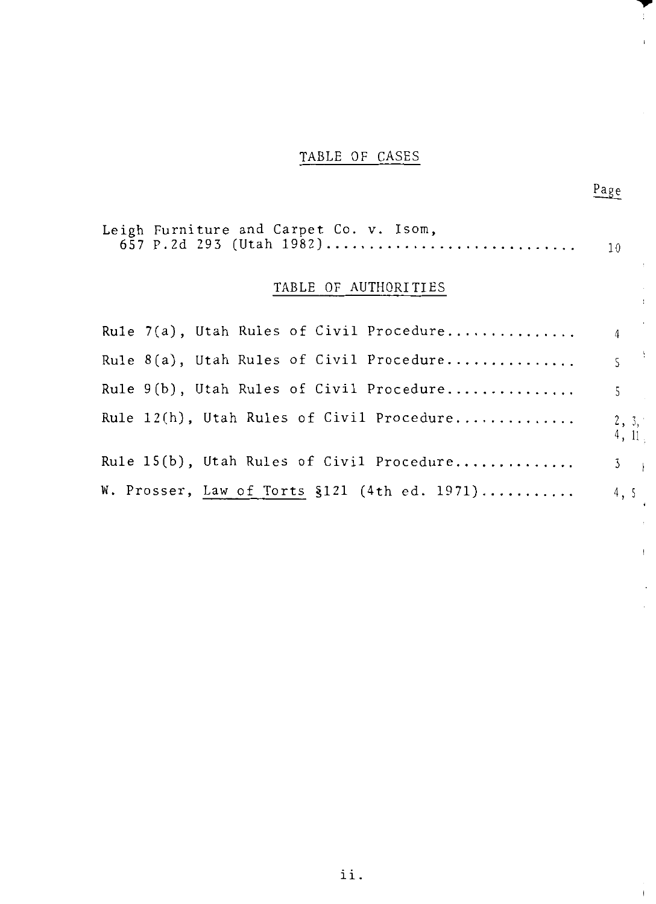## TABLE OF CASES

| | Page |
|---|---|
| Leigh Furniture and Carpet Co. v. Isom, 657 P.2d 293 (Utah 1982) | 10 |

## TABLE OF AUTHORITIES

| | |
|---|---|
| Rule 7(a), Utah Rules of Civil Procedure | 4 |
| Rule 8(a), Utah Rules of Civil Procedure | 5 |
| Rule 9(b), Utah Rules of Civil Procedure | 5 |
| Rule 12(h), Utah Rules of Civil Procedure | 2, 3, 4, 11 |
| Rule 15(b), Utah Rules of Civil Procedure | 3 |
| W. Prosser, <u>Law of Torts</u> §121 (4th ed. 1971) | 4, 5 |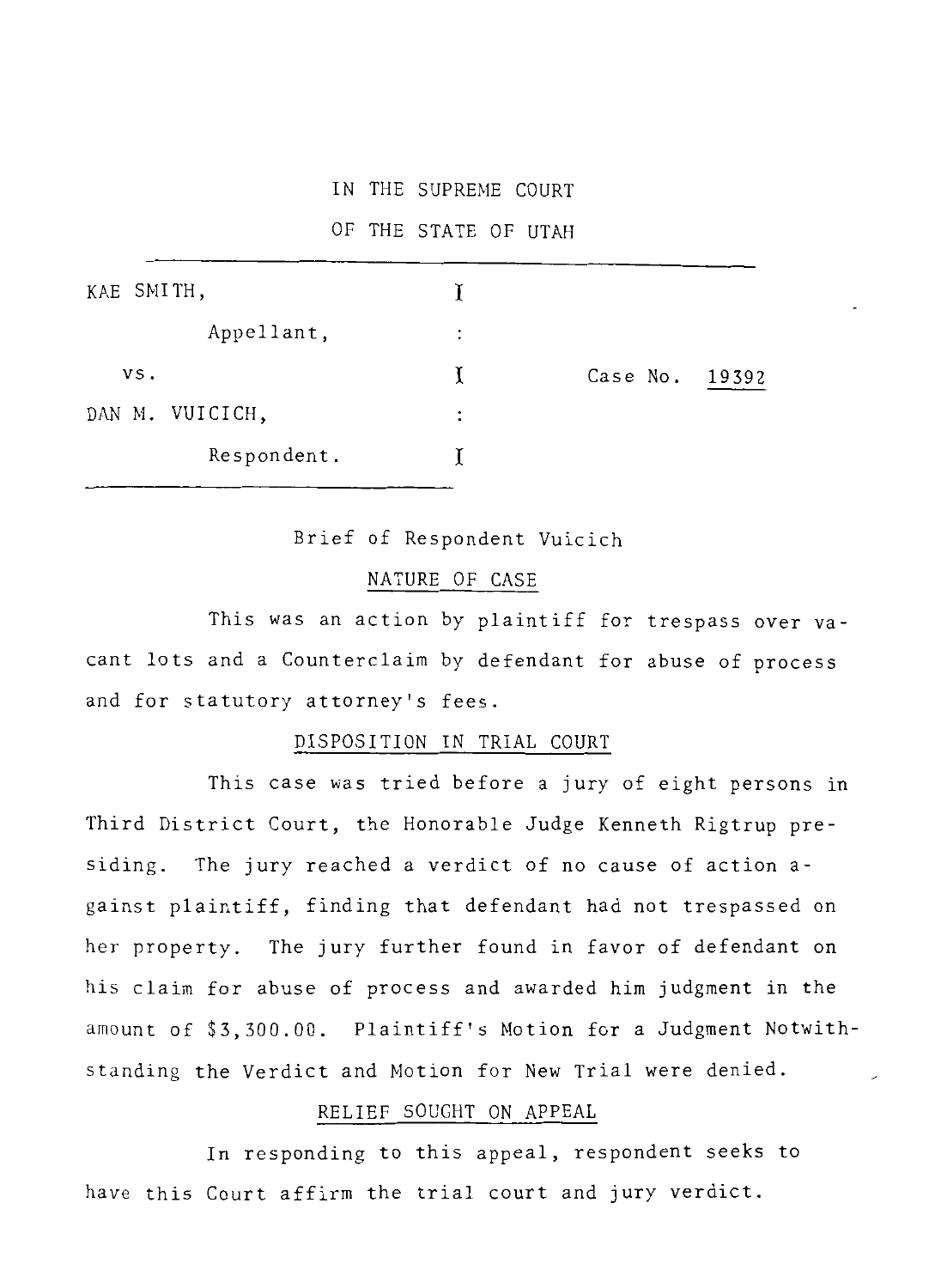IN THE SUPREME COURT

OF THE STATE OF UTAH

| | | |
|---|---|---|
| KAE SMITH, | I | |
| Appellant, | : | |
| vs. | I | Case No. 19392 |
| DAN M. VUICICH, | : | |
| Respondent. | I | |

Brief of Respondent Vuicich

## NATURE OF CASE

This was an action by plaintiff for trespass over vacant lots and a Counterclaim by defendant for abuse of process and for statutory attorney's fees.

## DISPOSITION IN TRIAL COURT

This case was tried before a jury of eight persons in Third District Court, the Honorable Judge Kenneth Rigtrup presiding. The jury reached a verdict of no cause of action against plaintiff, finding that defendant had not trespassed on her property. The jury further found in favor of defendant on his claim for abuse of process and awarded him judgment in the amount of $3,300.00. Plaintiff's Motion for a Judgment Notwithstanding the Verdict and Motion for New Trial were denied.

## RELIEF SOUGHT ON APPEAL

In responding to this appeal, respondent seeks to have this Court affirm the trial court and jury verdict.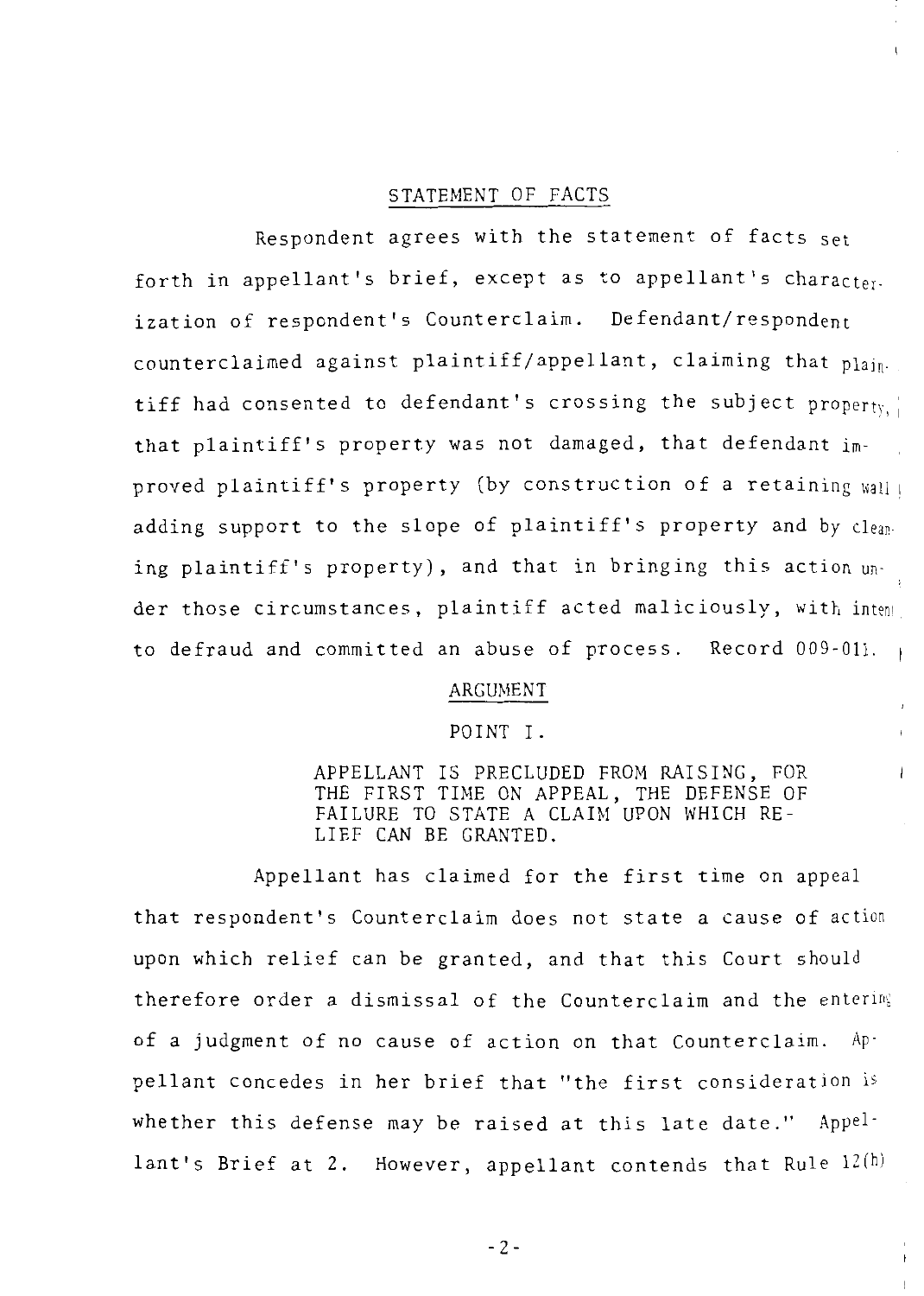## STATEMENT OF FACTS

Respondent agrees with the statement of facts set forth in appellant's brief, except as to appellant's characterization of respondent's Counterclaim. Defendant/respondent counterclaimed against plaintiff/appellant, claiming that plaintiff had consented to defendant's crossing the subject property, that plaintiff's property was not damaged, that defendant improved plaintiff's property (by construction of a retaining wall adding support to the slope of plaintiff's property and by cleaning plaintiff's property), and that in bringing this action under those circumstances, plaintiff acted maliciously, with intent to defraud and committed an abuse of process. Record 009-011.

## ARGUMENT

### POINT I.

APPELLANT IS PRECLUDED FROM RAISING, FOR THE FIRST TIME ON APPEAL, THE DEFENSE OF FAILURE TO STATE A CLAIM UPON WHICH RELIEF CAN BE GRANTED.

Appellant has claimed for the first time on appeal that respondent's Counterclaim does not state a cause of action upon which relief can be granted, and that this Court should therefore order a dismissal of the Counterclaim and the entering of a judgment of no cause of action on that Counterclaim. Appellant concedes in her brief that "the first consideration is whether this defense may be raised at this late date." Appellant's Brief at 2. However, appellant contends that Rule 12(h)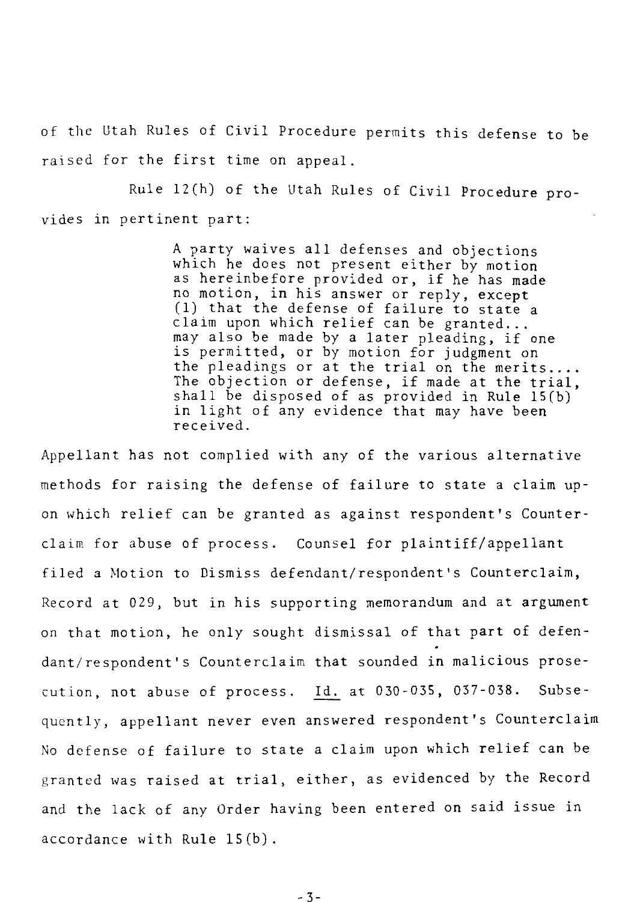of the Utah Rules of Civil Procedure permits this defense to be raised for the first time on appeal.

Rule 12(h) of the Utah Rules of Civil Procedure provides in pertinent part:

> A party waives all defenses and objections which he does not present either by motion as hereinbefore provided or, if he has made no motion, in his answer or reply, except (1) that the defense of failure to state a claim upon which relief can be granted... may also be made by a later pleading, if one is permitted, or by motion for judgment on the pleadings or at the trial on the merits.... The objection or defense, if made at the trial, shall be disposed of as provided in Rule 15(b) in light of any evidence that may have been received.

Appellant has not complied with any of the various alternative methods for raising the defense of failure to state a claim upon which relief can be granted as against respondent's Counterclaim for abuse of process. Counsel for plaintiff/appellant filed a Motion to Dismiss defendant/respondent's Counterclaim, Record at 029, but in his supporting memorandum and at argument on that motion, he only sought dismissal of that part of defendant/respondent's Counterclaim that sounded in malicious prosecution, not abuse of process. Id. at 030-035, 037-038. Subsequently, appellant never even answered respondent's Counterclaim No defense of failure to state a claim upon which relief can be granted was raised at trial, either, as evidenced by the Record and the lack of any Order having been entered on said issue in accordance with Rule 15(b).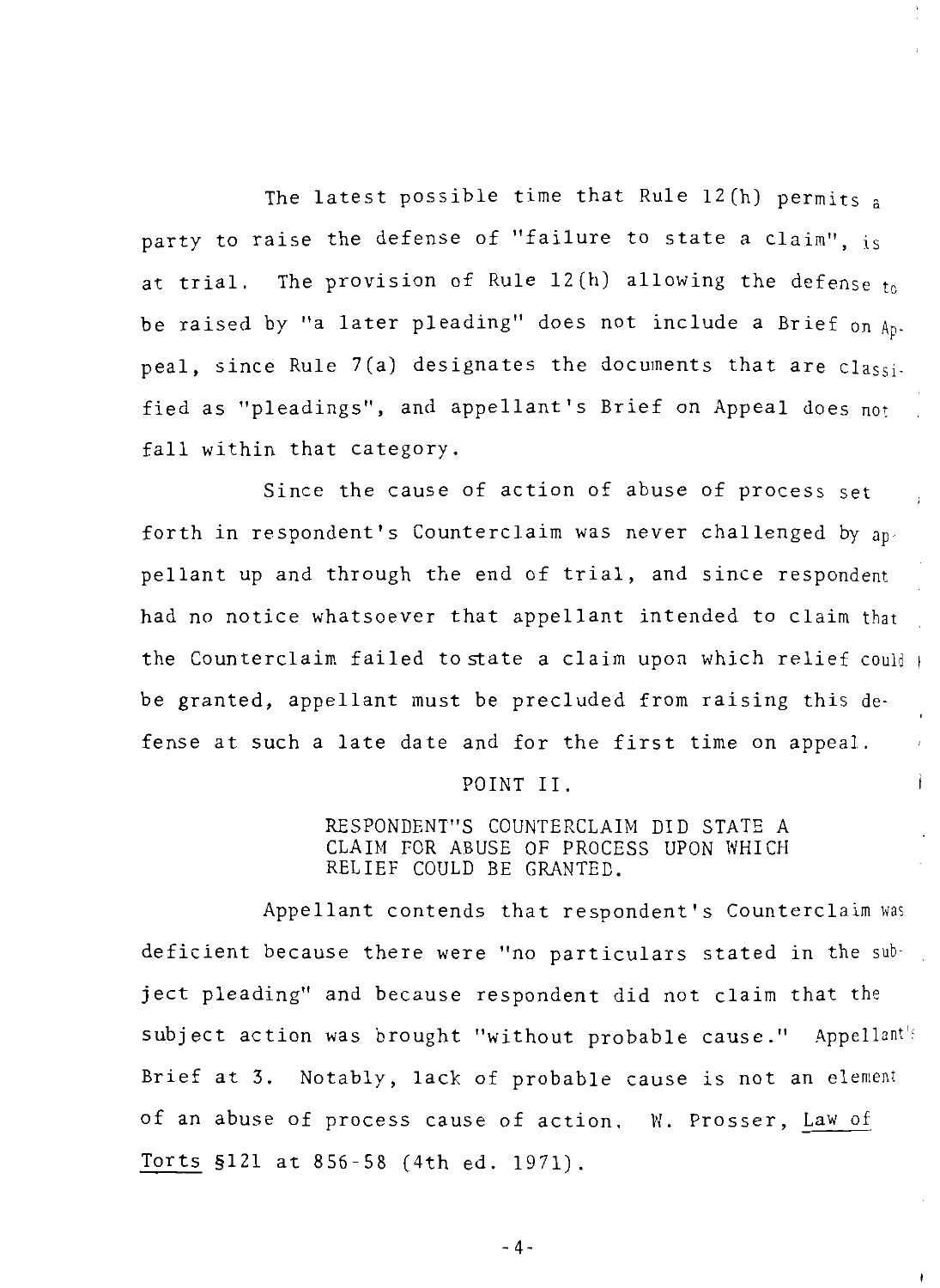The latest possible time that Rule 12(h) permits a party to raise the defense of "failure to state a claim", is at trial. The provision of Rule 12(h) allowing the defense to be raised by "a later pleading" does not include a Brief on Appeal, since Rule 7(a) designates the documents that are classified as "pleadings", and appellant's Brief on Appeal does not fall within that category.

Since the cause of action of abuse of process set forth in respondent's Counterclaim was never challenged by appellant up and through the end of trial, and since respondent had no notice whatsoever that appellant intended to claim that the Counterclaim failed to state a claim upon which relief could be granted, appellant must be precluded from raising this defense at such a late date and for the first time on appeal.

## POINT II.

### RESPONDENT"S COUNTERCLAIM DID STATE A CLAIM FOR ABUSE OF PROCESS UPON WHICH RELIEF COULD BE GRANTED.

Appellant contends that respondent's Counterclaim was deficient because there were "no particulars stated in the subject pleading" and because respondent did not claim that the subject action was brought "without probable cause." Appellant's Brief at 3. Notably, lack of probable cause is not an element of an abuse of process cause of action. W. Prosser, Law of Torts §121 at 856-58 (4th ed. 1971).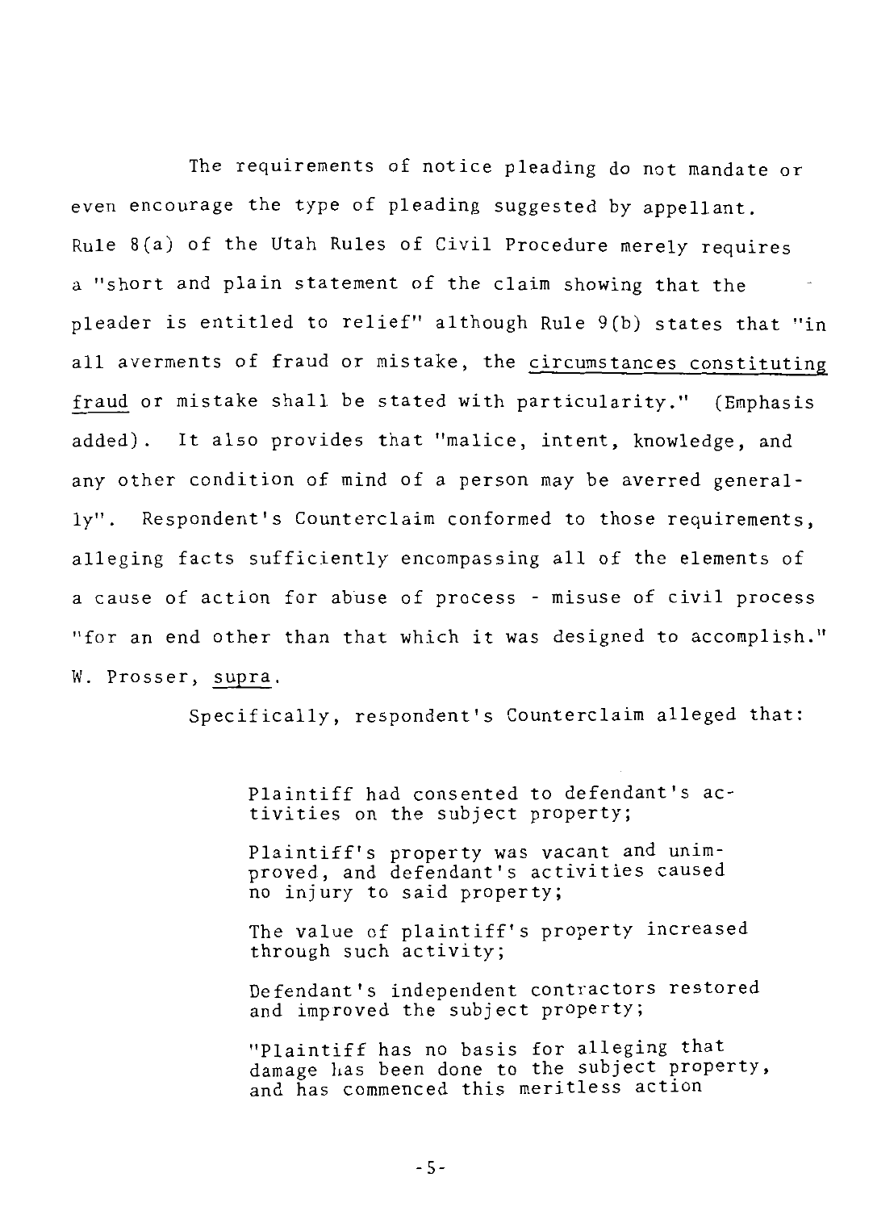The requirements of notice pleading do not mandate or even encourage the type of pleading suggested by appellant. Rule 8(a) of the Utah Rules of Civil Procedure merely requires a "short and plain statement of the claim showing that the pleader is entitled to relief" although Rule 9(b) states that "in all averments of fraud or mistake, the <u>circumstances constituting fraud</u> or mistake shall be stated with particularity." (Emphasis added). It also provides that "malice, intent, knowledge, and any other condition of mind of a person may be averred generally". Respondent's Counterclaim conformed to those requirements, alleging facts sufficiently encompassing all of the elements of a cause of action for abuse of process - misuse of civil process "for an end other than that which it was designed to accomplish." W. Prosser, <u>supra</u>.

Specifically, respondent's Counterclaim alleged that:

> Plaintiff had consented to defendant's activities on the subject property;
>
> Plaintiff's property was vacant and unimproved, and defendant's activities caused no injury to said property;
>
> The value of plaintiff's property increased through such activity;
>
> Defendant's independent contractors restored and improved the subject property;
>
> "Plaintiff has no basis for alleging that damage has been done to the subject property, and has commenced this meritless action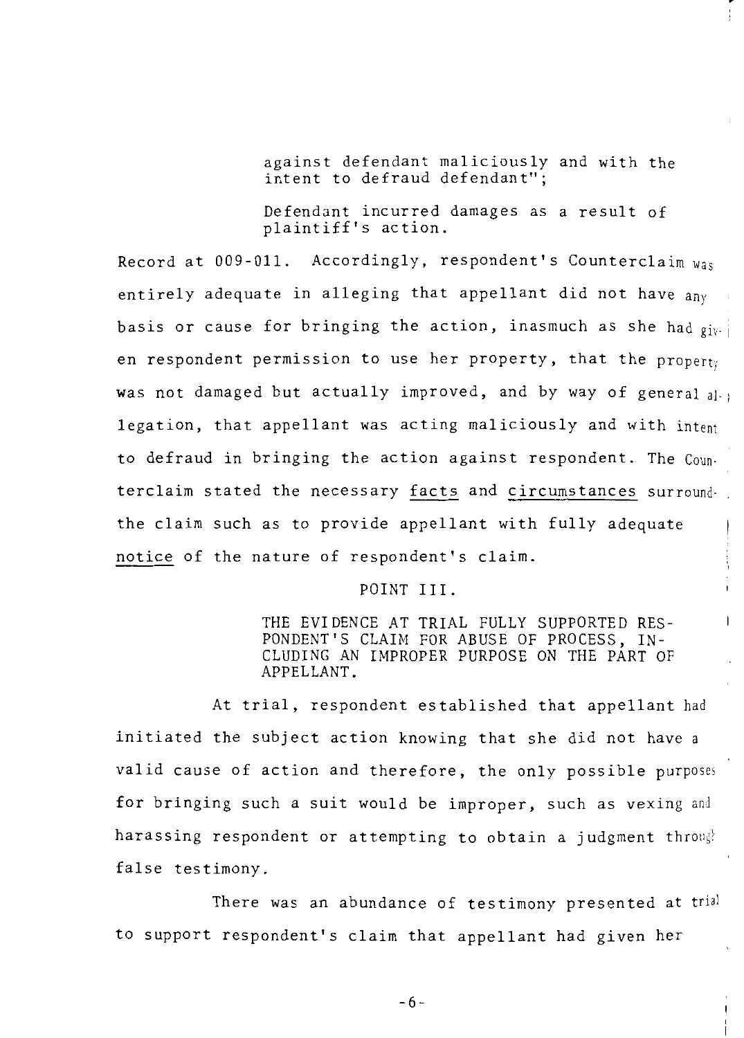> against defendant maliciously and with the intent to defraud defendant";
>
> Defendant incurred damages as a result of plaintiff's action.

Record at 009-011. Accordingly, respondent's Counterclaim was entirely adequate in alleging that appellant did not have any basis or cause for bringing the action, inasmuch as she had given respondent permission to use her property, that the property was not damaged but actually improved, and by way of general allegation, that appellant was acting maliciously and with intent to defraud in bringing the action against respondent. The Counterclaim stated the necessary <u>facts</u> and <u>circumstances</u> surround- the claim such as to provide appellant with fully adequate <u>notice</u> of the nature of respondent's claim.

## POINT III.

### THE EVIDENCE AT TRIAL FULLY SUPPORTED RESPONDENT'S CLAIM FOR ABUSE OF PROCESS, INCLUDING AN IMPROPER PURPOSE ON THE PART OF APPELLANT.

At trial, respondent established that appellant had initiated the subject action knowing that she did not have a valid cause of action and therefore, the only possible purposes for bringing such a suit would be improper, such as vexing and harassing respondent or attempting to obtain a judgment through false testimony.

There was an abundance of testimony presented at trial to support respondent's claim that appellant had given her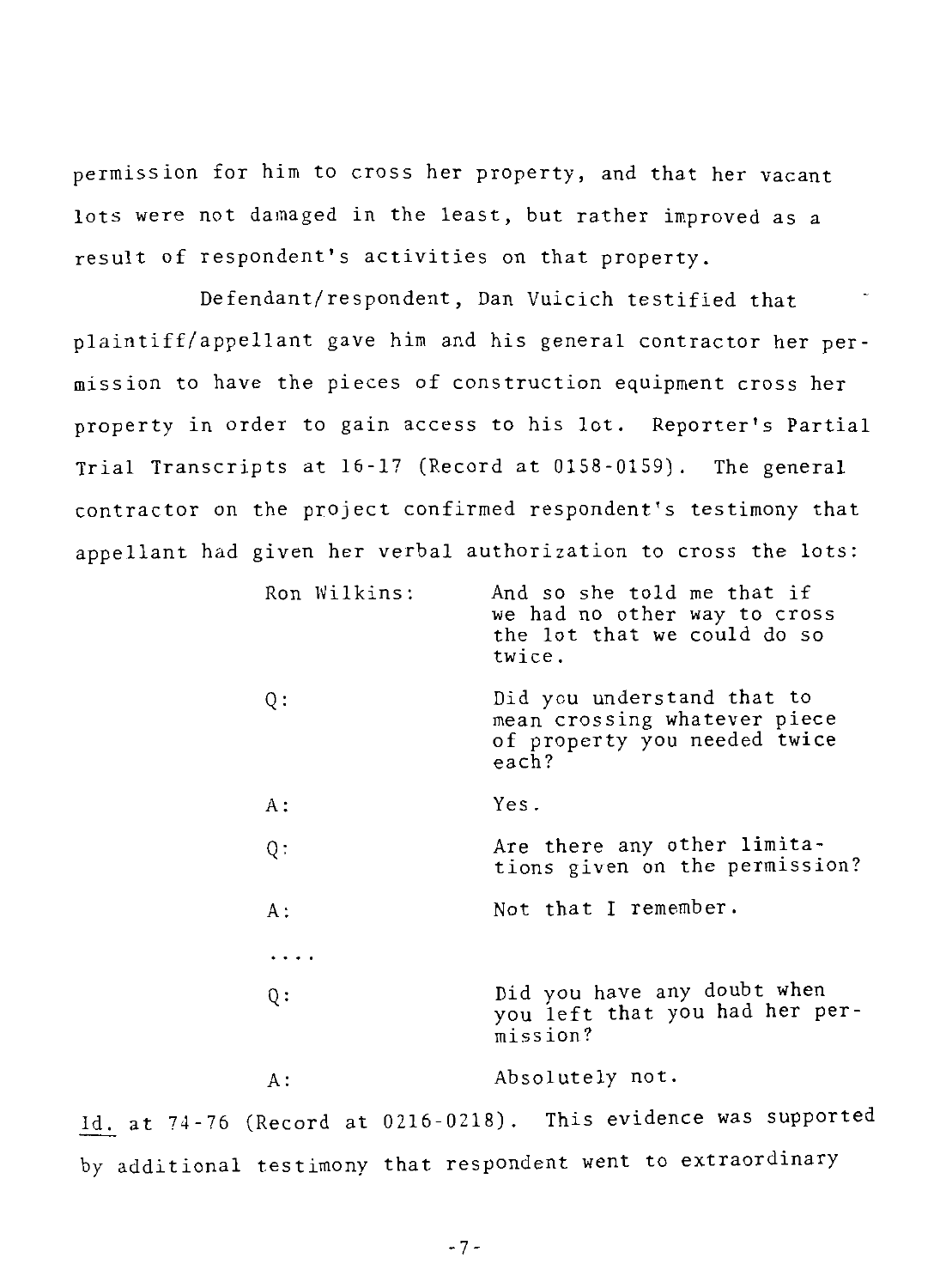permission for him to cross her property, and that her vacant lots were not damaged in the least, but rather improved as a result of respondent's activities on that property.

Defendant/respondent, Dan Vuicich testified that plaintiff/appellant gave him and his general contractor her permission to have the pieces of construction equipment cross her property in order to gain access to his lot. Reporter's Partial Trial Transcripts at 16-17 (Record at 0158-0159). The general contractor on the project confirmed respondent's testimony that appellant had given her verbal authorization to cross the lots:

> Ron Wilkins: And so she told me that if we had no other way to cross the lot that we could do so twice.
>
> Q: Did you understand that to mean crossing whatever piece of property you needed twice each?
>
> A: Yes.
>
> Q: Are there any other limitations given on the permission?
>
> A: Not that I remember.
>
> . . . .
>
> Q: Did you have any doubt when you left that you had her permission?
>
> A: Absolutely not.

Id. at 74-76 (Record at 0216-0218). This evidence was supported by additional testimony that respondent went to extraordinary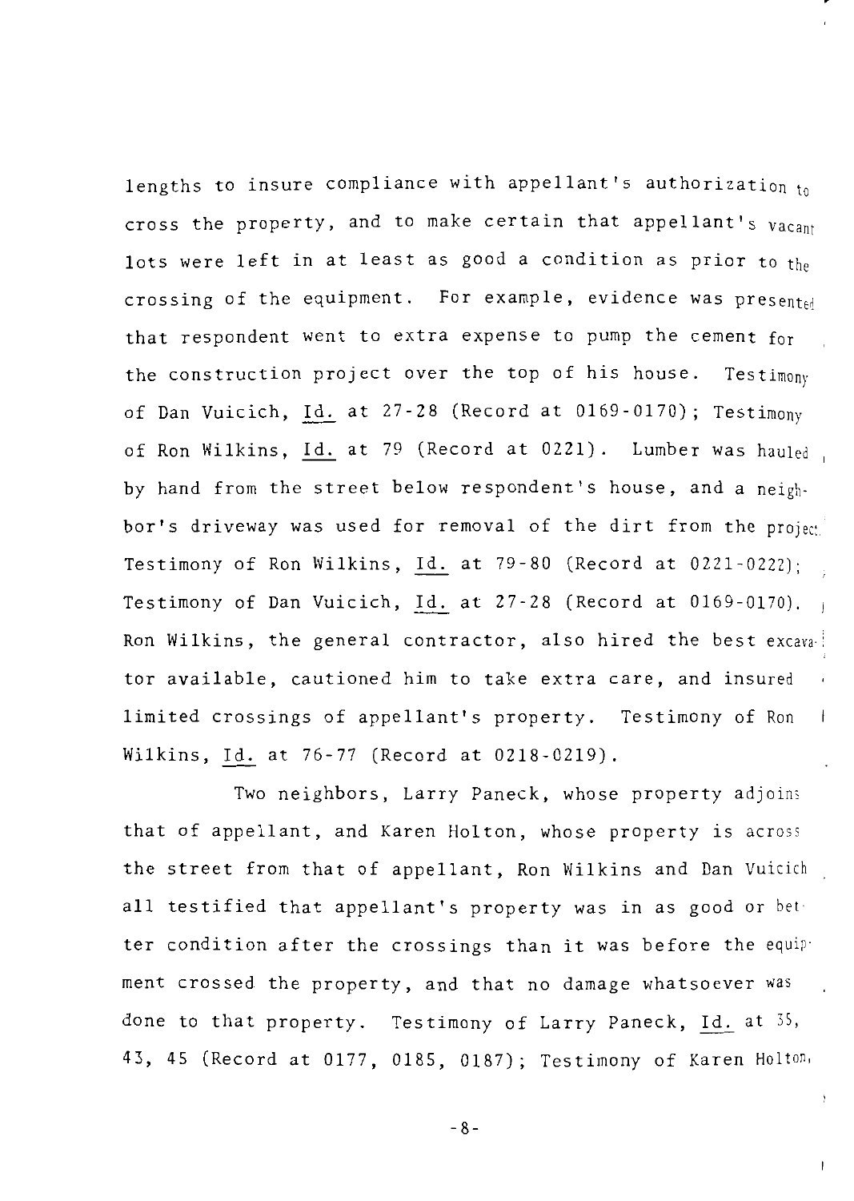lengths to insure compliance with appellant's authorization to cross the property, and to make certain that appellant's vacant lots were left in at least as good a condition as prior to the crossing of the equipment. For example, evidence was presented that respondent went to extra expense to pump the cement for the construction project over the top of his house. Testimony of Dan Vuicich, Id. at 27-28 (Record at 0169-0170); Testimony of Ron Wilkins, Id. at 79 (Record at 0221). Lumber was hauled by hand from the street below respondent's house, and a neighbor's driveway was used for removal of the dirt from the project. Testimony of Ron Wilkins, Id. at 79-80 (Record at 0221-0222); Testimony of Dan Vuicich, Id. at 27-28 (Record at 0169-0170). Ron Wilkins, the general contractor, also hired the best excavator available, cautioned him to take extra care, and insured limited crossings of appellant's property. Testimony of Ron Wilkins, Id. at 76-77 (Record at 0218-0219).

Two neighbors, Larry Paneck, whose property adjoins that of appellant, and Karen Holton, whose property is across the street from that of appellant, Ron Wilkins and Dan Vuicich all testified that appellant's property was in as good or better condition after the crossings than it was before the equipment crossed the property, and that no damage whatsoever was done to that property. Testimony of Larry Paneck, Id. at 35, 43, 45 (Record at 0177, 0185, 0187); Testimony of Karen Holton,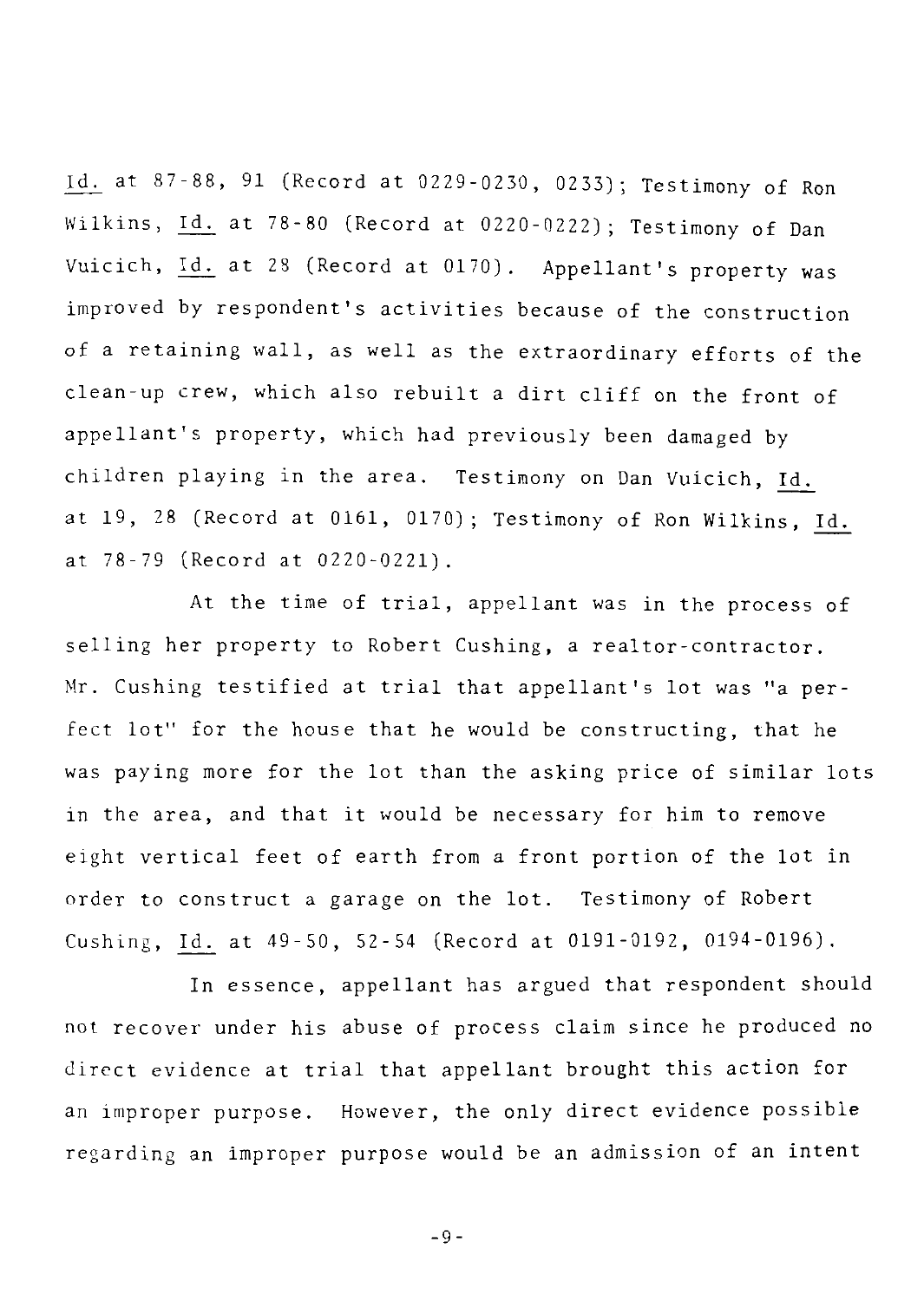Id. at 87-88, 91 (Record at 0229-0230, 0233); Testimony of Ron Wilkins, Id. at 78-80 (Record at 0220-0222); Testimony of Dan Vuicich, Id. at 28 (Record at 0170). Appellant's property was improved by respondent's activities because of the construction of a retaining wall, as well as the extraordinary efforts of the clean-up crew, which also rebuilt a dirt cliff on the front of appellant's property, which had previously been damaged by children playing in the area. Testimony on Dan Vuicich, Id. at 19, 28 (Record at 0161, 0170); Testimony of Ron Wilkins, Id. at 78-79 (Record at 0220-0221).

At the time of trial, appellant was in the process of selling her property to Robert Cushing, a realtor-contractor. Mr. Cushing testified at trial that appellant's lot was "a perfect lot" for the house that he would be constructing, that he was paying more for the lot than the asking price of similar lots in the area, and that it would be necessary for him to remove eight vertical feet of earth from a front portion of the lot in order to construct a garage on the lot. Testimony of Robert Cushing, Id. at 49-50, 52-54 (Record at 0191-0192, 0194-0196).

In essence, appellant has argued that respondent should not recover under his abuse of process claim since he produced no direct evidence at trial that appellant brought this action for an improper purpose. However, the only direct evidence possible regarding an improper purpose would be an admission of an intent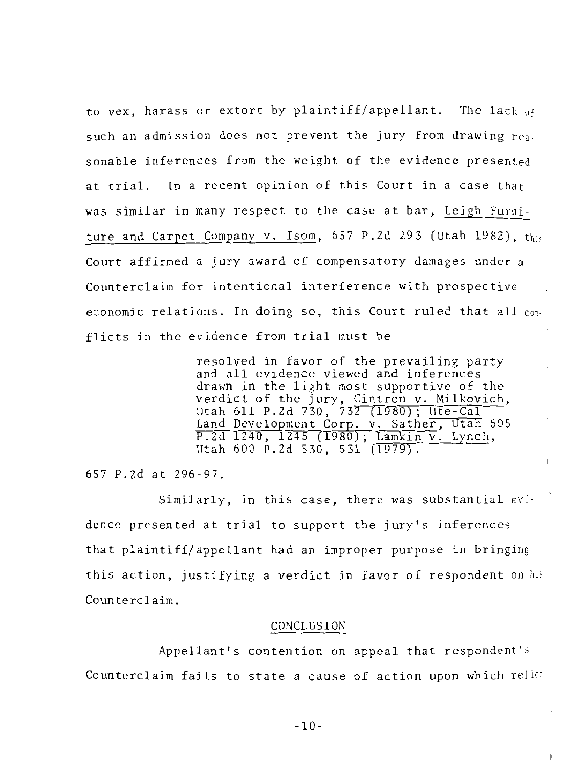to vex, harass or extort by plaintiff/appellant. The lack of such an admission does not prevent the jury from drawing reasonable inferences from the weight of the evidence presented at trial. In a recent opinion of this Court in a case that was similar in many respect to the case at bar, Leigh Furniture and Carpet Company v. Isom, 657 P.2d 293 (Utah 1982), this Court affirmed a jury award of compensatory damages under a Counterclaim for intentional interference with prospective economic relations. In doing so, this Court ruled that all conflicts in the evidence from trial must be

> resolved in favor of the prevailing party and all evidence viewed and inferences drawn in the light most supportive of the verdict of the jury, Cintron v. Milkovich, Utah 611 P.2d 730, 732 (1980); Ute-Cal Land Development Corp. v. Sather, Utah 605 P.2d 1240, 1245 (1980); Lamkin v. Lynch, Utah 600 P.2d 530, 531 (1979).

657 P.2d at 296-97.

Similarly, in this case, there was substantial evidence presented at trial to support the jury's inferences that plaintiff/appellant had an improper purpose in bringing this action, justifying a verdict in favor of respondent on his Counterclaim.

## CONCLUSION

Appellant's contention on appeal that respondent's Counterclaim fails to state a cause of action upon which relief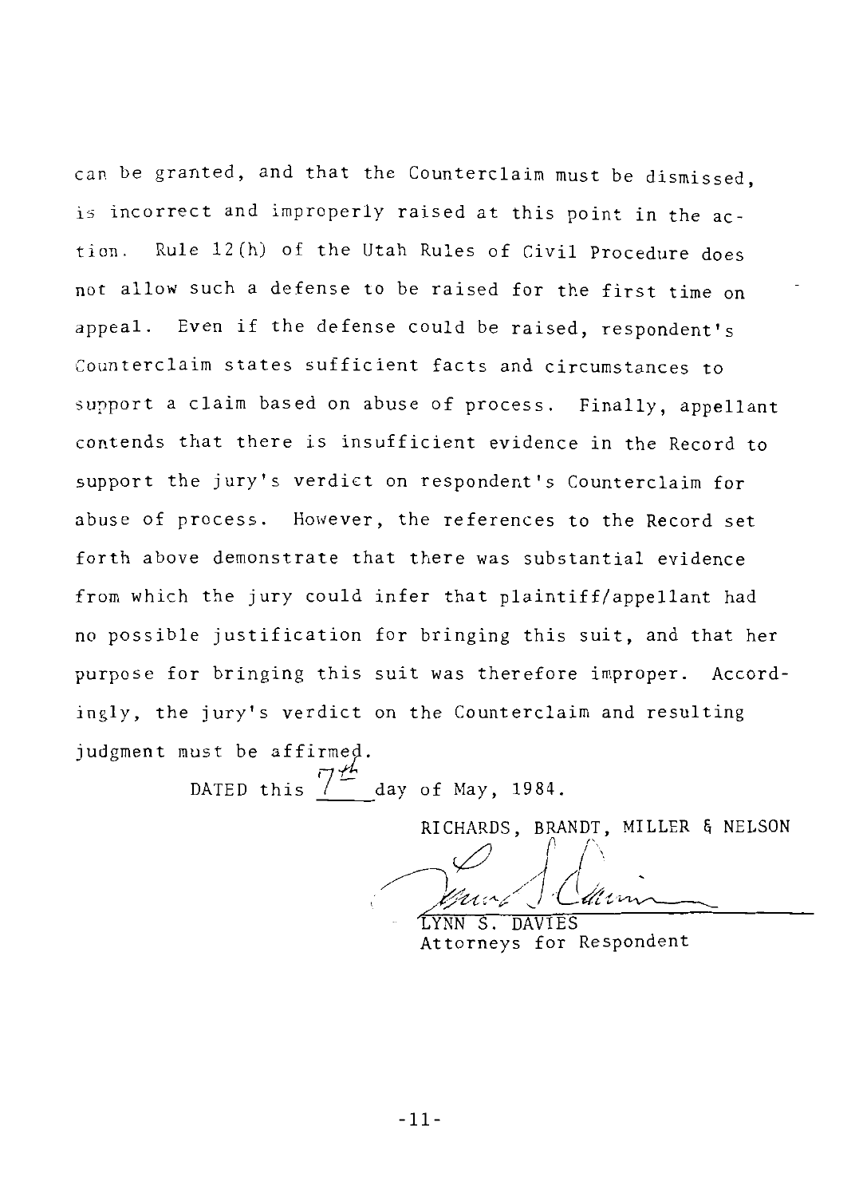can be granted, and that the Counterclaim must be dismissed, is incorrect and improperly raised at this point in the action. Rule 12(h) of the Utah Rules of Civil Procedure does not allow such a defense to be raised for the first time on appeal. Even if the defense could be raised, respondent's Counterclaim states sufficient facts and circumstances to support a claim based on abuse of process. Finally, appellant contends that there is insufficient evidence in the Record to support the jury's verdict on respondent's Counterclaim for abuse of process. However, the references to the Record set forth above demonstrate that there was substantial evidence from which the jury could infer that plaintiff/appellant had no possible justification for bringing this suit, and that her purpose for bringing this suit was therefore improper. Accordingly, the jury's verdict on the Counterclaim and resulting judgment must be affirmed.

DATED this 7th day of May, 1984.

RICHARDS, BRANDT, MILLER & NELSON

LYNN S. DAVIES
Attorneys for Respondent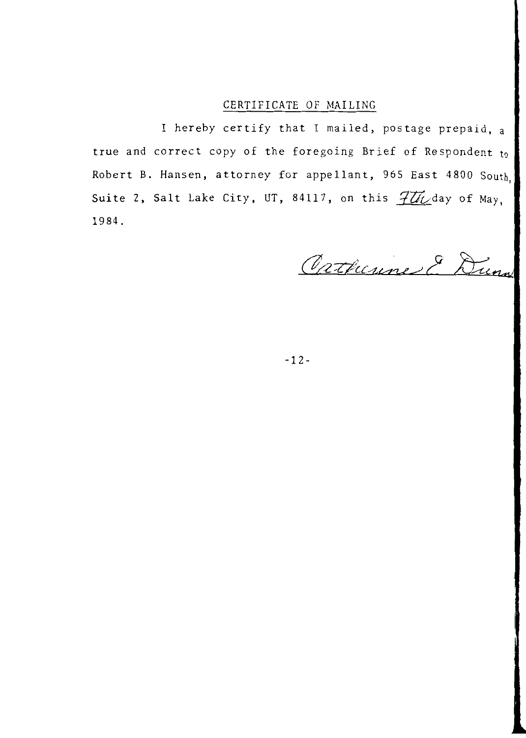## CERTIFICATE OF MAILING

I hereby certify that I mailed, postage prepaid, a true and correct copy of the foregoing Brief of Respondent to Robert B. Hansen, attorney for appellant, 965 East 4800 South, Suite 2, Salt Lake City, UT, 84117, on this 7th day of May, 1984.

Catherine E. Dunn